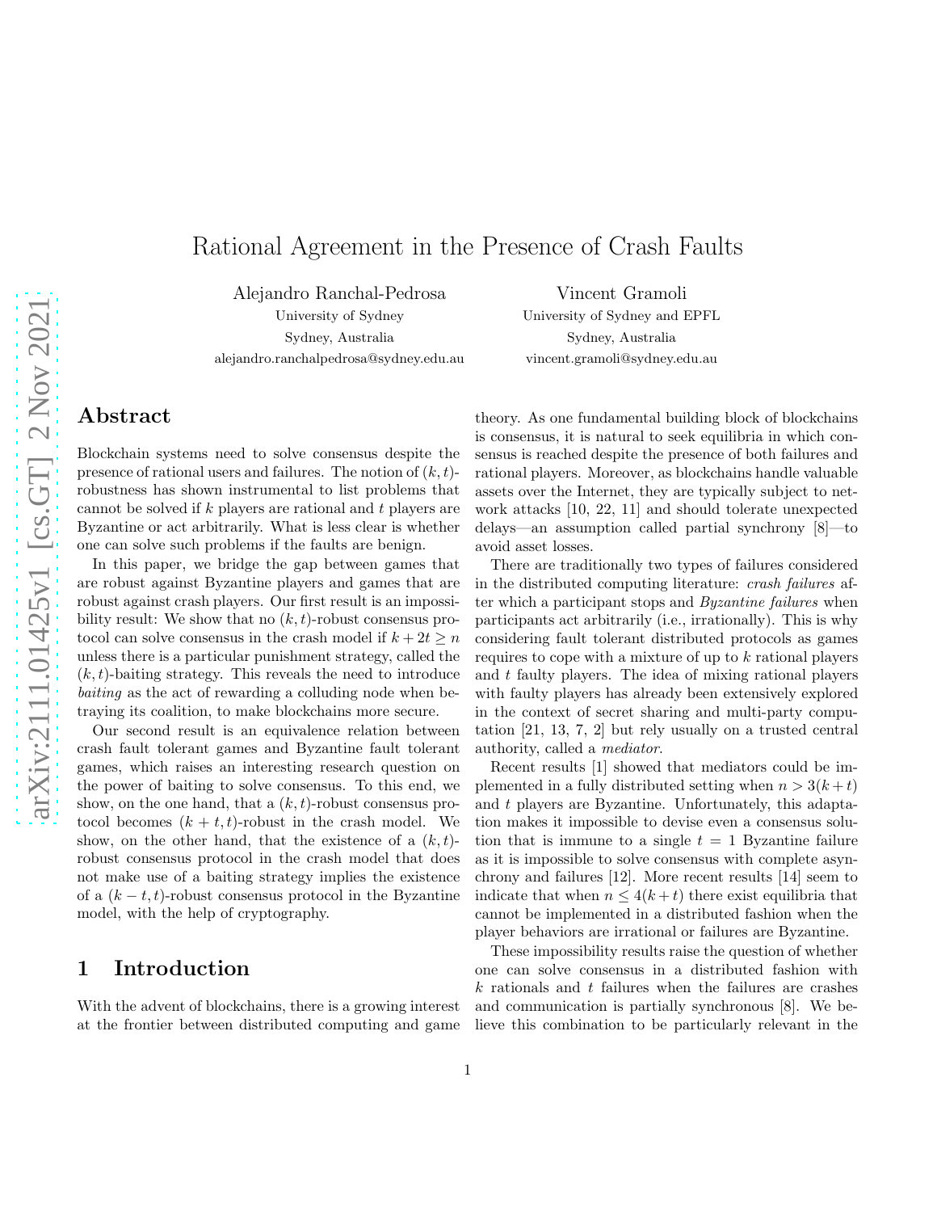# Rational Agreement in the Presence of Crash Faults

Alejandro Ranchal-Pedrosa
University of Sydney
Sydney, Australia
alejandro.ranchalpedrosa@sydney.edu.au

Vincent Gramoli
University of Sydney and EPFL
Sydney, Australia
vincent.gramoli@sydney.edu.au

## Abstract

Blockchain systems need to solve consensus despite the presence of rational users and failures. The notion of $(k,t)$-robustness has shown instrumental to list problems that cannot be solved if $k$ players are rational and $t$ players are Byzantine or act arbitrarily. What is less clear is whether one can solve such problems if the faults are benign.

In this paper, we bridge the gap between games that are robust against Byzantine players and games that are robust against crash players. Our first result is an impossibility result: We show that no $(k,t)$-robust consensus protocol can solve consensus in the crash model if $k+2t \geq n$ unless there is a particular punishment strategy, called the $(k,t)$-baiting strategy. This reveals the need to introduce *baiting* as the act of rewarding a colluding node when betraying its coalition, to make blockchains more secure.

Our second result is an equivalence relation between crash fault tolerant games and Byzantine fault tolerant games, which raises an interesting research question on the power of baiting to solve consensus. To this end, we show, on the one hand, that a $(k,t)$-robust consensus protocol becomes $(k+t,t)$-robust in the crash model. We show, on the other hand, that the existence of a $(k,t)$-robust consensus protocol in the crash model that does not make use of a baiting strategy implies the existence of a $(k-t,t)$-robust consensus protocol in the Byzantine model, with the help of cryptography.

## 1 Introduction

With the advent of blockchains, there is a growing interest at the frontier between distributed computing and game theory. As one fundamental building block of blockchains is consensus, it is natural to seek equilibria in which consensus is reached despite the presence of both failures and rational players. Moreover, as blockchains handle valuable assets over the Internet, they are typically subject to network attacks [10, 22, 11] and should tolerate unexpected delays—an assumption called partial synchrony [8]—to avoid asset losses.

There are traditionally two types of failures considered in the distributed computing literature: *crash failures* after which a participant stops and *Byzantine failures* when participants act arbitrarily (i.e., irrationally). This is why considering fault tolerant distributed protocols as games requires to cope with a mixture of up to $k$ rational players and $t$ faulty players. The idea of mixing rational players with faulty players has already been extensively explored in the context of secret sharing and multi-party computation [21, 13, 7, 2] but rely usually on a trusted central authority, called a *mediator*.

Recent results [1] showed that mediators could be implemented in a fully distributed setting when $n > 3(k+t)$ and $t$ players are Byzantine. Unfortunately, this adaptation makes it impossible to devise even a consensus solution that is immune to a single $t = 1$ Byzantine failure as it is impossible to solve consensus with complete asynchrony and failures [12]. More recent results [14] seem to indicate that when $n \leq 4(k+t)$ there exist equilibria that cannot be implemented in a distributed fashion when the player behaviors are irrational or failures are Byzantine.

These impossibility results raise the question of whether one can solve consensus in a distributed fashion with $k$ rationals and $t$ failures when the failures are crashes and communication is partially synchronous [8]. We believe this combination to be particularly relevant in the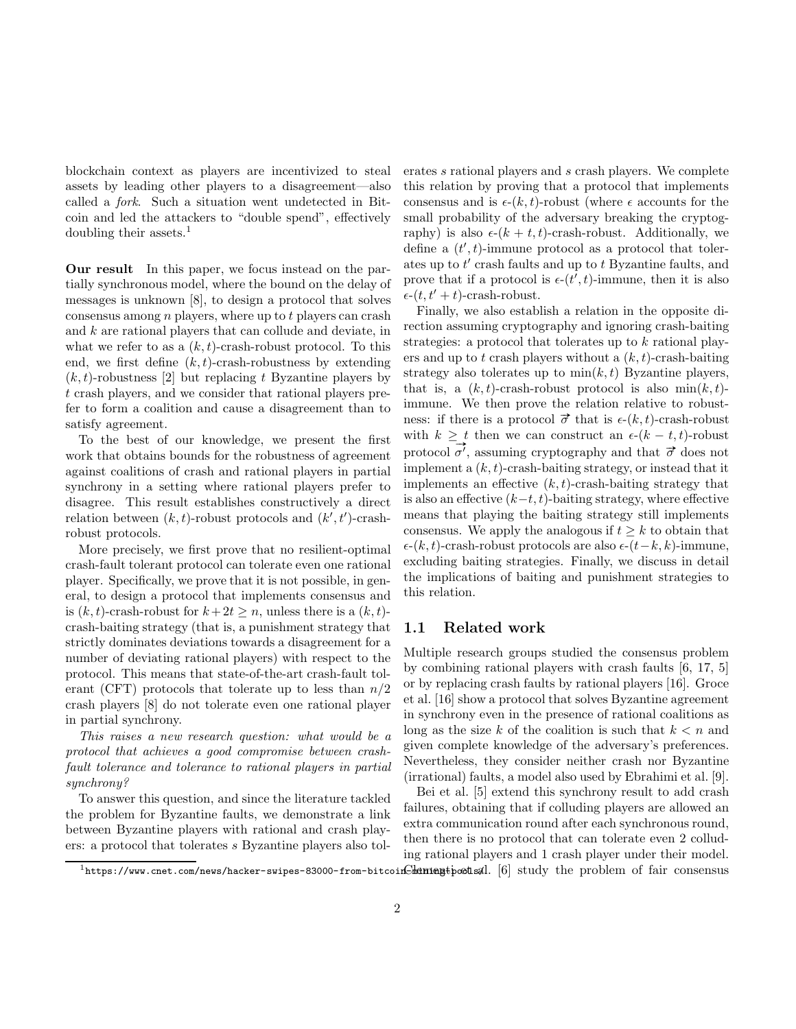blockchain context as players are incentivized to steal assets by leading other players to a disagreement—also called a *fork*. Such a situation went undetected in Bitcoin and led the attackers to "double spend", effectively doubling their assets.[1]

**Our result** In this paper, we focus instead on the partially synchronous model, where the bound on the delay of messages is unknown [8], to design a protocol that solves consensus among $n$ players, where up to $t$ players can crash and $k$ are rational players that can collude and deviate, in what we refer to as a $(k,t)$-crash-robust protocol. To this end, we first define $(k,t)$-crash-robustness by extending $(k,t)$-robustness [2] but replacing $t$ Byzantine players by $t$ crash players, and we consider that rational players prefer to form a coalition and cause a disagreement than to satisfy agreement.

To the best of our knowledge, we present the first work that obtains bounds for the robustness of agreement against coalitions of crash and rational players in partial synchrony in a setting where rational players prefer to disagree. This result establishes constructively a direct relation between $(k,t)$-robust protocols and $(k',t')$-crash-robust protocols.

More precisely, we first prove that no resilient-optimal crash-fault tolerant protocol can tolerate even one rational player. Specifically, we prove that it is not possible, in general, to design a protocol that implements consensus and is $(k,t)$-crash-robust for $k+2t \geq n$, unless there is a $(k,t)$-crash-baiting strategy (that is, a punishment strategy that strictly dominates deviations towards a disagreement for a number of deviating rational players) with respect to the protocol. This means that state-of-the-art crash-fault tolerant (CFT) protocols that tolerate up to less than $n/2$ crash players [8] do not tolerate even one rational player in partial synchrony.

*This raises a new research question: what would be a protocol that achieves a good compromise between crash-fault tolerance and tolerance to rational players in partial synchrony?*

To answer this question, and since the literature tackled the problem for Byzantine faults, we demonstrate a link between Byzantine players with rational and crash players: a protocol that tolerates $s$ Byzantine players also tolerates $s$ rational players and $s$ crash players. We complete this relation by proving that a protocol that implements consensus and is $\epsilon$-$(k,t)$-robust (where $\epsilon$ accounts for the small probability of the adversary breaking the cryptography) is also $\epsilon$-$(k+t,t)$-crash-robust. Additionally, we define a $(t',t)$-immune protocol as a protocol that tolerates up to $t'$ crash faults and up to $t$ Byzantine faults, and prove that if a protocol is $\epsilon$-$(t',t)$-immune, then it is also $\epsilon$-$(t,t'+t)$-crash-robust.

Finally, we also establish a relation in the opposite direction assuming cryptography and ignoring crash-baiting strategies: a protocol that tolerates up to $k$ rational players and up to $t$ crash players without a $(k,t)$-crash-baiting strategy also tolerates up to $\min(k,t)$ Byzantine players, that is, a $(k,t)$-crash-robust protocol is also $\min(k,t)$-immune. We then prove the relation relative to robustness: if there is a protocol $\vec{\sigma}$ that is $\epsilon$-$(k,t)$-crash-robust with $k \geq t$ then we can construct an $\epsilon$-$(k-t,t)$-robust protocol $\vec{\sigma'}$, assuming cryptography and that $\vec{\sigma}$ does not implement a $(k,t)$-crash-baiting strategy, or instead that it implements an effective $(k,t)$-crash-baiting strategy that is also an effective $(k-t,t)$-baiting strategy, where effective means that playing the baiting strategy still implements consensus. We apply the analogous if $t \geq k$ to obtain that $\epsilon$-$(k,t)$-crash-robust protocols are also $\epsilon$-$(t-k,k)$-immune, excluding baiting strategies. Finally, we discuss in detail the implications of baiting and punishment strategies to this relation.

## 1.1 Related work

Multiple research groups studied the consensus problem by combining rational players with crash faults [6, 17, 5] or by replacing crash faults by rational players [16]. Groce et al. [16] show a protocol that solves Byzantine agreement in synchrony even in the presence of rational coalitions as long as the size $k$ of the coalition is such that $k < n$ and given complete knowledge of the adversary's preferences. Nevertheless, they consider neither crash nor Byzantine (irrational) faults, a model also used by Ebrahimi et al. [9].

Bei et al. [5] extend this synchrony result to add crash failures, obtaining that if colluding players are allowed an extra communication round after each synchronous round, then there is no protocol that can tolerate even 2 colluding rational players and 1 crash player under their model. Clementi et al. [6] study the problem of fair consensus

[1] https://www.cnet.com/news/hacker-swipes-83000-from-bitcoin-mining-pools/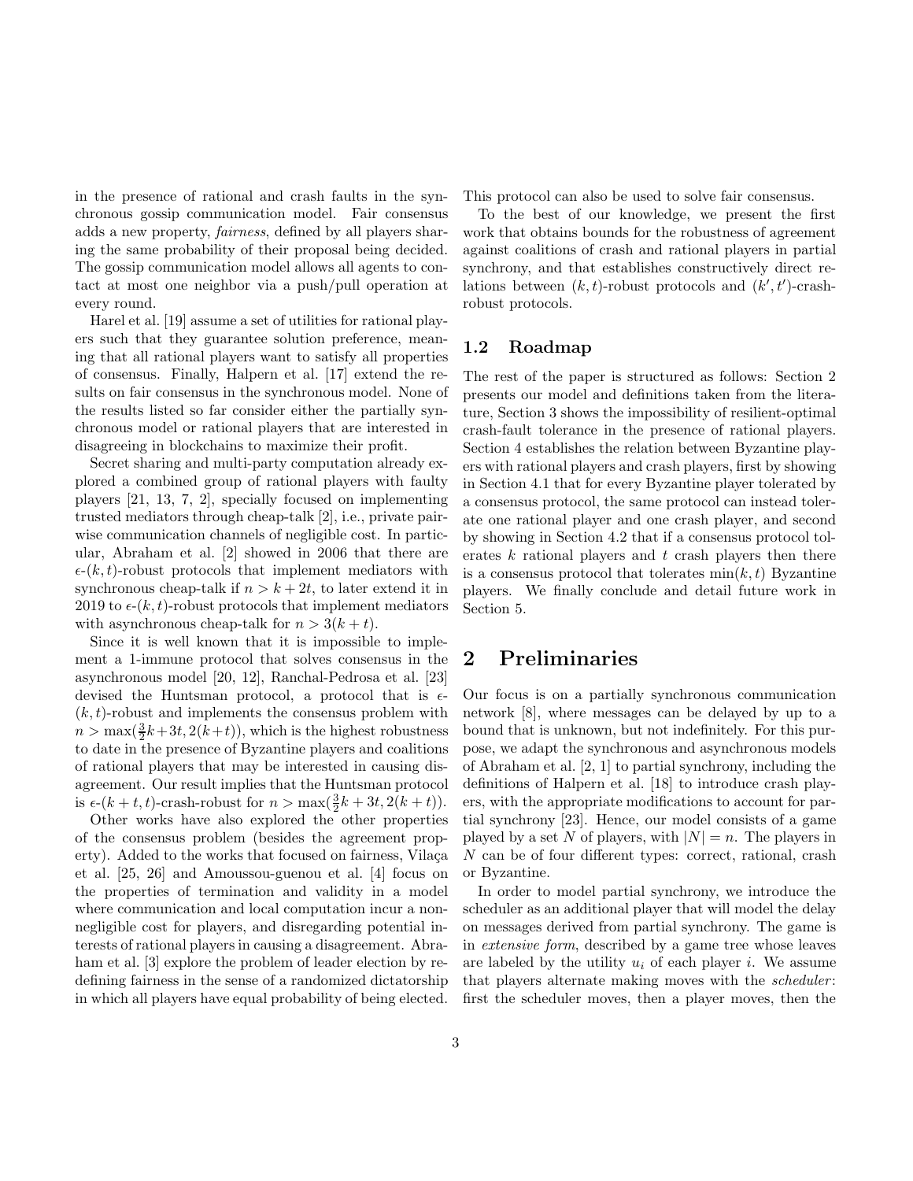in the presence of rational and crash faults in the synchronous gossip communication model. Fair consensus adds a new property, *fairness*, defined by all players sharing the same probability of their proposal being decided. The gossip communication model allows all agents to contact at most one neighbor via a push/pull operation at every round.

Harel et al. [19] assume a set of utilities for rational players such that they guarantee solution preference, meaning that all rational players want to satisfy all properties of consensus. Finally, Halpern et al. [17] extend the results on fair consensus in the synchronous model. None of the results listed so far consider either the partially synchronous model or rational players that are interested in disagreeing in blockchains to maximize their profit.

Secret sharing and multi-party computation already explored a combined group of rational players with faulty players [21, 13, 7, 2], specially focused on implementing trusted mediators through cheap-talk [2], i.e., private pairwise communication channels of negligible cost. In particular, Abraham et al. [2] showed in 2006 that there are $\epsilon$-$(k,t)$-robust protocols that implement mediators with synchronous cheap-talk if $n > k + 2t$, to later extend it in 2019 to $\epsilon$-$(k,t)$-robust protocols that implement mediators with asynchronous cheap-talk for $n > 3(k+t)$.

Since it is well known that it is impossible to implement a 1-immune protocol that solves consensus in the asynchronous model [20, 12], Ranchal-Pedrosa et al. [23] devised the Huntsman protocol, a protocol that is $\epsilon$-$(k,t)$-robust and implements the consensus problem with $n > \max(\frac{3}{2}k+3t, 2(k+t))$, which is the highest robustness to date in the presence of Byzantine players and coalitions of rational players that may be interested in causing disagreement. Our result implies that the Huntsman protocol is $\epsilon$-$(k+t,t)$-crash-robust for $n > \max(\frac{3}{2}k+3t, 2(k+t))$.

Other works have also explored the other properties of the consensus problem (besides the agreement property). Added to the works that focused on fairness, Vilaça et al. [25, 26] and Amoussou-guenou et al. [4] focus on the properties of termination and validity in a model where communication and local computation incur a non-negligible cost for players, and disregarding potential interests of rational players in causing a disagreement. Abraham et al. [3] explore the problem of leader election by redefining fairness in the sense of a randomized dictatorship in which all players have equal probability of being elected. This protocol can also be used to solve fair consensus.

To the best of our knowledge, we present the first work that obtains bounds for the robustness of agreement against coalitions of crash and rational players in partial synchrony, and that establishes constructively direct relations between $(k,t)$-robust protocols and $(k',t')$-crash-robust protocols.

### 1.2 Roadmap

The rest of the paper is structured as follows: Section 2 presents our model and definitions taken from the literature, Section 3 shows the impossibility of resilient-optimal crash-fault tolerance in the presence of rational players. Section 4 establishes the relation between Byzantine players with rational players and crash players, first by showing in Section 4.1 that for every Byzantine player tolerated by a consensus protocol, the same protocol can instead tolerate one rational player and one crash player, and second by showing in Section 4.2 that if a consensus protocol tolerates $k$ rational players and $t$ crash players then there is a consensus protocol that tolerates $\min(k,t)$ Byzantine players. We finally conclude and detail future work in Section 5.

## 2 Preliminaries

Our focus is on a partially synchronous communication network [8], where messages can be delayed by up to a bound that is unknown, but not indefinitely. For this purpose, we adapt the synchronous and asynchronous models of Abraham et al. [2, 1] to partial synchrony, including the definitions of Halpern et al. [18] to introduce crash players, with the appropriate modifications to account for partial synchrony [23]. Hence, our model consists of a game played by a set $N$ of players, with $|N| = n$. The players in $N$ can be of four different types: correct, rational, crash or Byzantine.

In order to model partial synchrony, we introduce the scheduler as an additional player that will model the delay on messages derived from partial synchrony. The game is in *extensive form*, described by a game tree whose leaves are labeled by the utility $u_i$ of each player $i$. We assume that players alternate making moves with the *scheduler*: first the scheduler moves, then a player moves, then the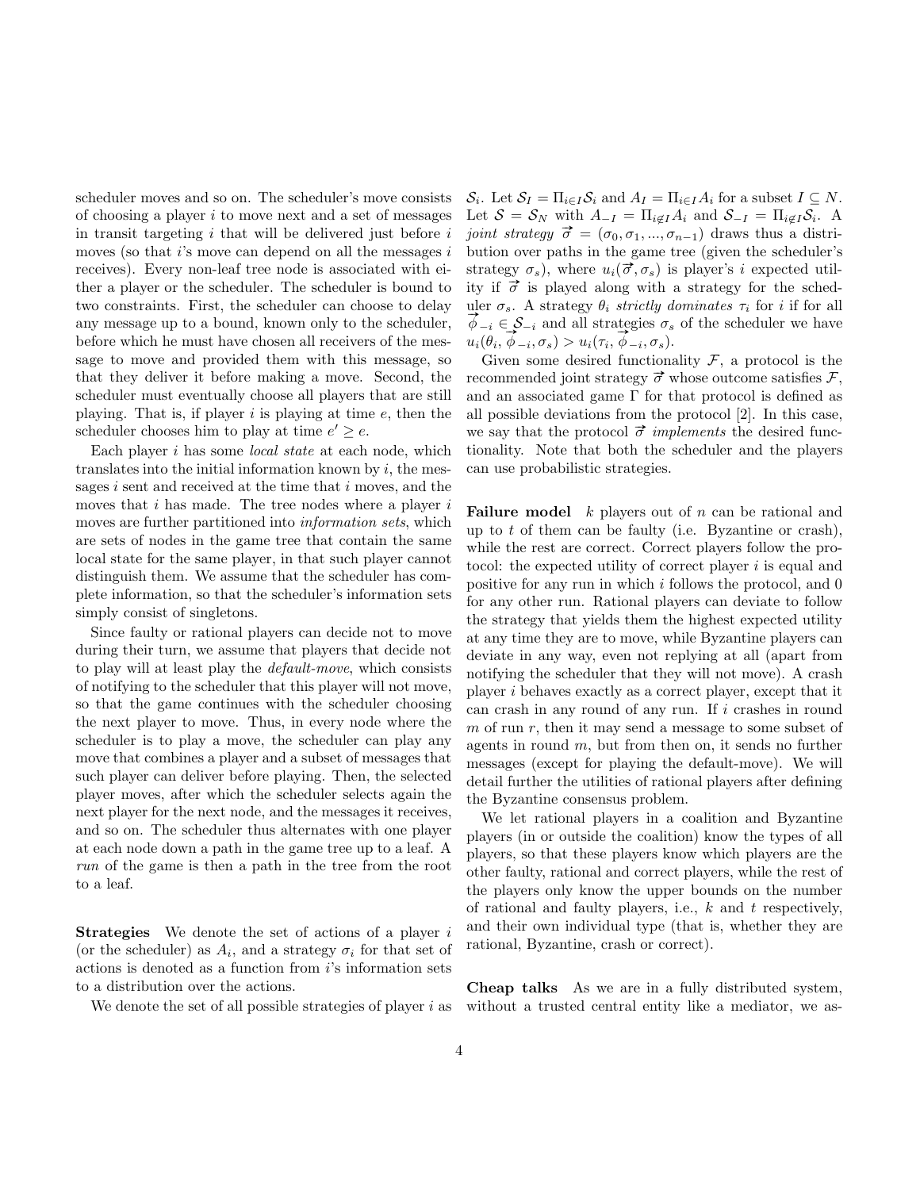scheduler moves and so on. The scheduler's move consists of choosing a player $i$ to move next and a set of messages in transit targeting $i$ that will be delivered just before $i$ moves (so that $i$'s move can depend on all the messages $i$ receives). Every non-leaf tree node is associated with either a player or the scheduler. The scheduler is bound to two constraints. First, the scheduler can choose to delay any message up to a bound, known only to the scheduler, before which he must have chosen all receivers of the message to move and provided them with this message, so that they deliver it before making a move. Second, the scheduler must eventually choose all players that are still playing. That is, if player $i$ is playing at time $e$, then the scheduler chooses him to play at time $e' \geq e$.

Each player $i$ has some *local state* at each node, which translates into the initial information known by $i$, the messages $i$ sent and received at the time that $i$ moves, and the moves that $i$ has made. The tree nodes where a player $i$ moves are further partitioned into *information sets*, which are sets of nodes in the game tree that contain the same local state for the same player, in that such player cannot distinguish them. We assume that the scheduler has complete information, so that the scheduler's information sets simply consist of singletons.

Since faulty or rational players can decide not to move during their turn, we assume that players that decide not to play will at least play the *default-move*, which consists of notifying to the scheduler that this player will not move, so that the game continues with the scheduler choosing the next player to move. Thus, in every node where the scheduler is to play a move, the scheduler can play any move that combines a player and a subset of messages that such player can deliver before playing. Then, the selected player moves, after which the scheduler selects again the next player for the next node, and the messages it receives, and so on. The scheduler thus alternates with one player at each node down a path in the game tree up to a leaf. A *run* of the game is then a path in the tree from the root to a leaf.

**Strategies** We denote the set of actions of a player $i$ (or the scheduler) as $A_i$, and a strategy $\sigma_i$ for that set of actions is denoted as a function from $i$'s information sets to a distribution over the actions.

We denote the set of all possible strategies of player $i$ as $\mathcal{S}_i$. Let $\mathcal{S}_I = \Pi_{i \in I} \mathcal{S}_i$ and $A_I = \Pi_{i \in I} A_i$ for a subset $I \subseteq N$. Let $\mathcal{S} = \mathcal{S}_N$ with $A_{-I} = \Pi_{i \notin I} A_i$ and $\mathcal{S}_{-I} = \Pi_{i \notin I} \mathcal{S}_i$. A *joint strategy* $\vec{\sigma} = (\sigma_0, \sigma_1, ..., \sigma_{n-1})$ draws thus a distribution over paths in the game tree (given the scheduler's strategy $\sigma_s$), where $u_i(\vec{\sigma}, \sigma_s)$ is player's $i$ expected utility if $\vec{\sigma}$ is played along with a strategy for the scheduler $\sigma_s$. A strategy $\theta_i$ *strictly dominates* $\tau_i$ for $i$ if for all $\vec{\phi}_{-i} \in \mathcal{S}_{-i}$ and all strategies $\sigma_s$ of the scheduler we have $u_i(\theta_i, \vec{\phi}_{-i}, \sigma_s) > u_i(\tau_i, \vec{\phi}_{-i}, \sigma_s)$.

Given some desired functionality $\mathcal{F}$, a protocol is the recommended joint strategy $\vec{\sigma}$ whose outcome satisfies $\mathcal{F}$, and an associated game $\Gamma$ for that protocol is defined as all possible deviations from the protocol [2]. In this case, we say that the protocol $\vec{\sigma}$ *implements* the desired functionality. Note that both the scheduler and the players can use probabilistic strategies.

**Failure model** $k$ players out of $n$ can be rational and up to $t$ of them can be faulty (i.e. Byzantine or crash), while the rest are correct. Correct players follow the protocol: the expected utility of correct player $i$ is equal and positive for any run in which $i$ follows the protocol, and 0 for any other run. Rational players can deviate to follow the strategy that yields them the highest expected utility at any time they are to move, while Byzantine players can deviate in any way, even not replying at all (apart from notifying the scheduler that they will not move). A crash player $i$ behaves exactly as a correct player, except that it can crash in any round of any run. If $i$ crashes in round $m$ of run $r$, then it may send a message to some subset of agents in round $m$, but from then on, it sends no further messages (except for playing the default-move). We will detail further the utilities of rational players after defining the Byzantine consensus problem.

We let rational players in a coalition and Byzantine players (in or outside the coalition) know the types of all players, so that these players know which players are the other faulty, rational and correct players, while the rest of the players only know the upper bounds on the number of rational and faulty players, i.e., $k$ and $t$ respectively, and their own individual type (that is, whether they are rational, Byzantine, crash or correct).

**Cheap talks** As we are in a fully distributed system, without a trusted central entity like a mediator, we as-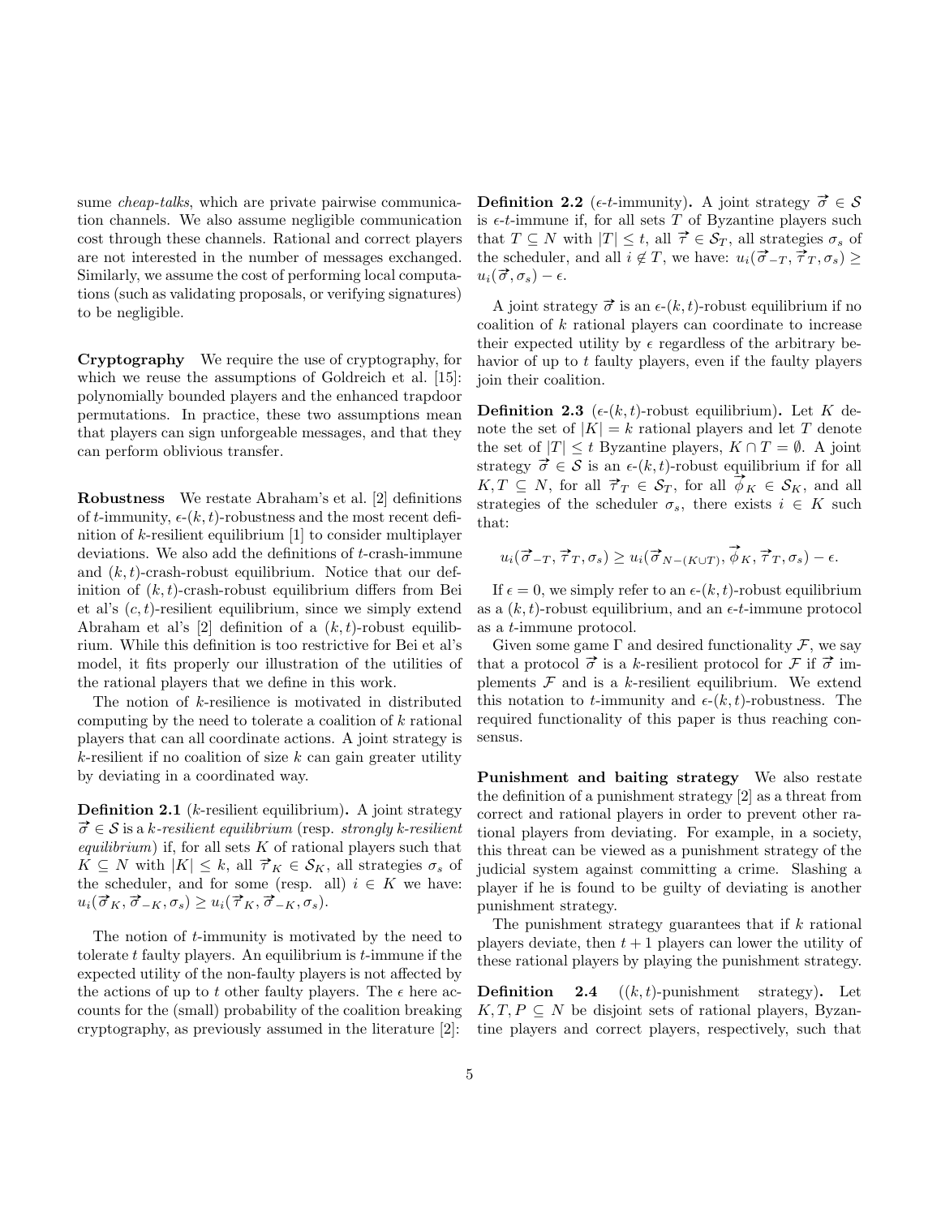sume *cheap-talks*, which are private pairwise communication channels. We also assume negligible communication cost through these channels. Rational and correct players are not interested in the number of messages exchanged. Similarly, we assume the cost of performing local computations (such as validating proposals, or verifying signatures) to be negligible.

**Cryptography** We require the use of cryptography, for which we reuse the assumptions of Goldreich et al. [15]: polynomially bounded players and the enhanced trapdoor permutations. In practice, these two assumptions mean that players can sign unforgeable messages, and that they can perform oblivious transfer.

**Robustness** We restate Abraham's et al. [2] definitions of $t$-immunity, $\epsilon$-$(k,t)$-robustness and the most recent definition of $k$-resilient equilibrium [1] to consider multiplayer deviations. We also add the definitions of $t$-crash-immune and $(k,t)$-crash-robust equilibrium. Notice that our definition of $(k,t)$-crash-robust equilibrium differs from Bei et al's $(c,t)$-resilient equilibrium, since we simply extend Abraham et al's [2] definition of a $(k,t)$-robust equilibrium. While this definition is too restrictive for Bei et al's model, it fits properly our illustration of the utilities of the rational players that we define in this work.

The notion of $k$-resilience is motivated in distributed computing by the need to tolerate a coalition of $k$ rational players that can all coordinate actions. A joint strategy is $k$-resilient if no coalition of size $k$ can gain greater utility by deviating in a coordinated way.

**Definition 2.1** ($k$-resilient equilibrium)**.** A joint strategy $\vec{\sigma} \in \mathcal{S}$ is a *$k$-resilient equilibrium* (resp. *strongly $k$-resilient equilibrium*) if, for all sets $K$ of rational players such that $K \subseteq N$ with $|K| \leq k$, all $\vec{\tau}_K \in \mathcal{S}_K$, all strategies $\sigma_s$ of the scheduler, and for some (resp. all) $i \in K$ we have: $u_i(\vec{\sigma}_K, \vec{\sigma}_{-K}, \sigma_s) \geq u_i(\vec{\tau}_K, \vec{\sigma}_{-K}, \sigma_s)$.

The notion of $t$-immunity is motivated by the need to tolerate $t$ faulty players. An equilibrium is $t$-immune if the expected utility of the non-faulty players is not affected by the actions of up to $t$ other faulty players. The $\epsilon$ here accounts for the (small) probability of the coalition breaking cryptography, as previously assumed in the literature [2]:

**Definition 2.2** ($\epsilon$-$t$-immunity)**.** A joint strategy $\vec{\sigma} \in \mathcal{S}$ is $\epsilon$-$t$-immune if, for all sets $T$ of Byzantine players such that $T \subseteq N$ with $|T| \leq t$, all $\vec{\tau} \in \mathcal{S}_T$, all strategies $\sigma_s$ of the scheduler, and all $i \notin T$, we have: $u_i(\vec{\sigma}_{-T}, \vec{\tau}_T, \sigma_s) \geq u_i(\vec{\sigma}, \sigma_s) - \epsilon$.

A joint strategy $\vec{\sigma}$ is an $\epsilon$-$(k,t)$-robust equilibrium if no coalition of $k$ rational players can coordinate to increase their expected utility by $\epsilon$ regardless of the arbitrary behavior of up to $t$ faulty players, even if the faulty players join their coalition.

**Definition 2.3** ($\epsilon$-$(k,t)$-robust equilibrium)**.** Let $K$ denote the set of $|K| = k$ rational players and let $T$ denote the set of $|T| \leq t$ Byzantine players, $K \cap T = \emptyset$. A joint strategy $\vec{\sigma} \in \mathcal{S}$ is an $\epsilon$-$(k,t)$-robust equilibrium if for all $K, T \subseteq N$, for all $\vec{\tau}_T \in \mathcal{S}_T$, for all $\vec{\phi}_K \in \mathcal{S}_K$, and all strategies of the scheduler $\sigma_s$, there exists $i \in K$ such that:

$$u_i(\vec{\sigma}_{-T}, \vec{\tau}_T, \sigma_s) \geq u_i(\vec{\sigma}_{N-(K\cup T)}, \vec{\phi}_K, \vec{\tau}_T, \sigma_s) - \epsilon.$$

If $\epsilon = 0$, we simply refer to an $\epsilon$-$(k,t)$-robust equilibrium as a $(k,t)$-robust equilibrium, and an $\epsilon$-$t$-immune protocol as a $t$-immune protocol.

Given some game $\Gamma$ and desired functionality $\mathcal{F}$, we say that a protocol $\vec{\sigma}$ is a $k$-resilient protocol for $\mathcal{F}$ if $\vec{\sigma}$ implements $\mathcal{F}$ and is a $k$-resilient equilibrium. We extend this notation to $t$-immunity and $\epsilon$-$(k,t)$-robustness. The required functionality of this paper is thus reaching consensus.

**Punishment and baiting strategy** We also restate the definition of a punishment strategy [2] as a threat from correct and rational players in order to prevent other rational players from deviating. For example, in a society, this threat can be viewed as a punishment strategy of the judicial system against committing a crime. Slashing a player if he is found to be guilty of deviating is another punishment strategy.

The punishment strategy guarantees that if $k$ rational players deviate, then $t+1$ players can lower the utility of these rational players by playing the punishment strategy.

**Definition 2.4** ($(k,t)$-punishment strategy)**.** Let $K, T, P \subseteq N$ be disjoint sets of rational players, Byzantine players and correct players, respectively, such that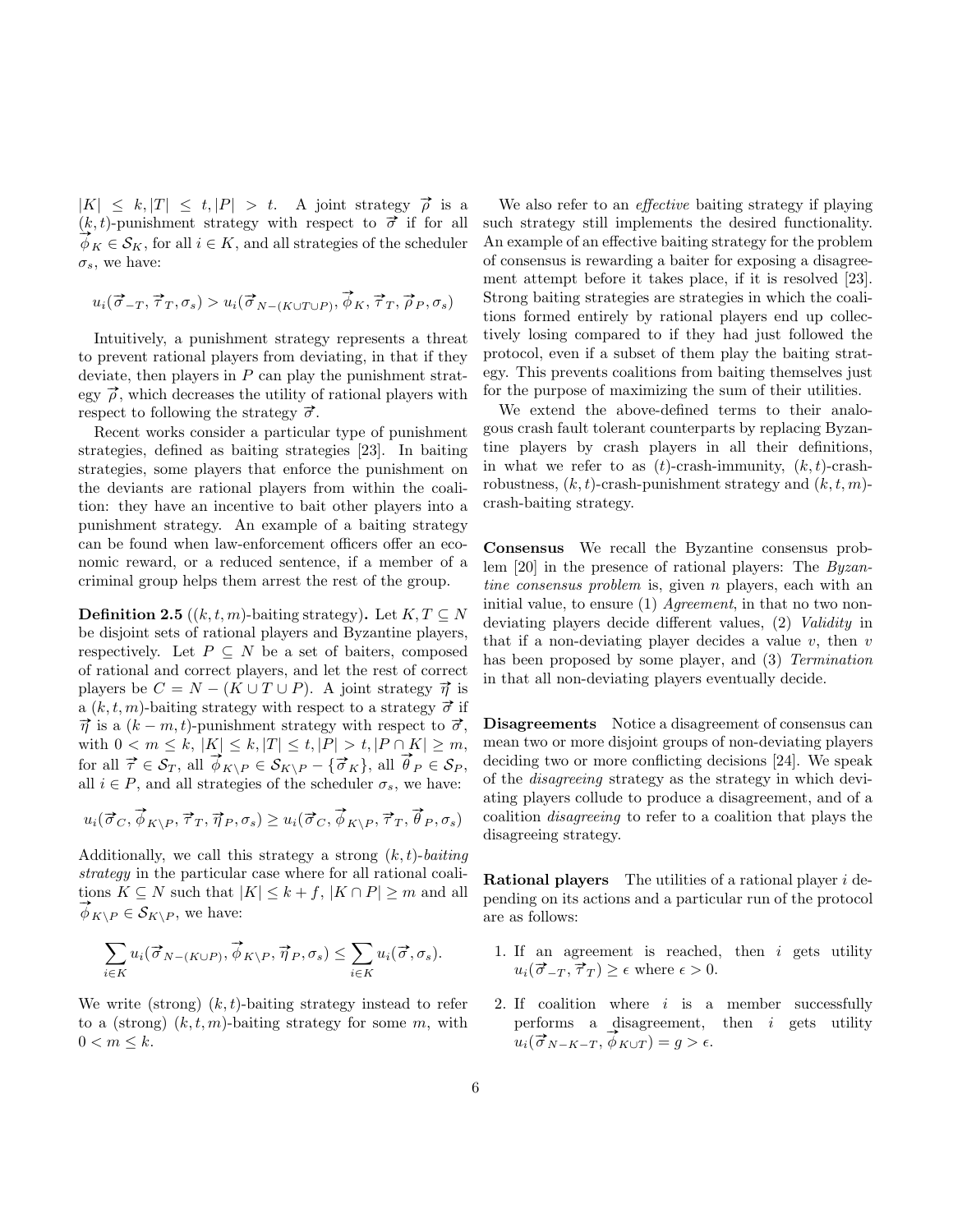$|K| \leq k, |T| \leq t, |P| > t$. A joint strategy $\vec{\rho}$ is a $(k,t)$-punishment strategy with respect to $\vec{\sigma}$ if for all $\vec{\phi}_K \in \mathcal{S}_K$, for all $i \in K$, and all strategies of the scheduler $\sigma_s$, we have:

$$u_i(\vec{\sigma}_{-T}, \vec{\tau}_T, \sigma_s) > u_i(\vec{\sigma}_{N-(K \cup T \cup P)}, \vec{\phi}_K, \vec{\tau}_T, \vec{\rho}_P, \sigma_s)$$

Intuitively, a punishment strategy represents a threat to prevent rational players from deviating, in that if they deviate, then players in $P$ can play the punishment strategy $\vec{\rho}$, which decreases the utility of rational players with respect to following the strategy $\vec{\sigma}$.

Recent works consider a particular type of punishment strategies, defined as baiting strategies [23]. In baiting strategies, some players that enforce the punishment on the deviants are rational players from within the coalition: they have an incentive to bait other players into a punishment strategy. An example of a baiting strategy can be found when law-enforcement officers offer an economic reward, or a reduced sentence, if a member of a criminal group helps them arrest the rest of the group.

**Definition 2.5** **($(k,t,m)$-baiting strategy).** Let $K, T \subseteq N$ be disjoint sets of rational players and Byzantine players, respectively. Let $P \subseteq N$ be a set of baiters, composed of rational and correct players, and let the rest of correct players be $C = N - (K \cup T \cup P)$. A joint strategy $\vec{\eta}$ is a $(k,t,m)$-baiting strategy with respect to a strategy $\vec{\sigma}$ if $\vec{\eta}$ is a $(k-m,t)$-punishment strategy with respect to $\vec{\sigma}$, with $0 < m \leq k$, $|K| \leq k, |T| \leq t, |P| > t, |P \cap K| \geq m$, for all $\vec{\tau} \in \mathcal{S}_T$, all $\vec{\phi}_{K \setminus P} \in \mathcal{S}_{K \setminus P} - \{\vec{\sigma}_K\}$, all $\vec{\theta}_P \in \mathcal{S}_P$, all $i \in P$, and all strategies of the scheduler $\sigma_s$, we have:

$$u_i(\vec{\sigma}_C, \vec{\phi}_{K \setminus P}, \vec{\tau}_T, \vec{\eta}_P, \sigma_s) \geq u_i(\vec{\sigma}_C, \vec{\phi}_{K \setminus P}, \vec{\tau}_T, \vec{\theta}_P, \sigma_s)$$

Additionally, we call this strategy a strong $(k,t)$-*baiting strategy* in the particular case where for all rational coalitions $K \subseteq N$ such that $|K| \leq k+f$, $|K \cap P| \geq m$ and all $\vec{\phi}_{K \setminus P} \in \mathcal{S}_{K \setminus P}$, we have:

$$\sum_{i \in K} u_i(\vec{\sigma}_{N-(K \cup P)}, \vec{\phi}_{K \setminus P}, \vec{\eta}_P, \sigma_s) \leq \sum_{i \in K} u_i(\vec{\sigma}, \sigma_s).$$

We write (strong) $(k,t)$-baiting strategy instead to refer to a (strong) $(k,t,m)$-baiting strategy for some $m$, with $0 < m \leq k$.

We also refer to an *effective* baiting strategy if playing such strategy still implements the desired functionality. An example of an effective baiting strategy for the problem of consensus is rewarding a baiter for exposing a disagreement attempt before it takes place, if it is resolved [23]. Strong baiting strategies are strategies in which the coalitions formed entirely by rational players end up collectively losing compared to if they had just followed the protocol, even if a subset of them play the baiting strategy. This prevents coalitions from baiting themselves just for the purpose of maximizing the sum of their utilities.

We extend the above-defined terms to their analogous crash fault tolerant counterparts by replacing Byzantine players by crash players in all their definitions, in what we refer to as $(t)$-crash-immunity, $(k,t)$-crash-robustness, $(k,t)$-crash-punishment strategy and $(k,t,m)$-crash-baiting strategy.

**Consensus** We recall the Byzantine consensus problem [20] in the presence of rational players: The *Byzantine consensus problem* is, given $n$ players, each with an initial value, to ensure (1) *Agreement*, in that no two non-deviating players decide different values, (2) *Validity* in that if a non-deviating player decides a value $v$, then $v$ has been proposed by some player, and (3) *Termination* in that all non-deviating players eventually decide.

**Disagreements** Notice a disagreement of consensus can mean two or more disjoint groups of non-deviating players deciding two or more conflicting decisions [24]. We speak of the *disagreeing* strategy as the strategy in which deviating players collude to produce a disagreement, and of a coalition *disagreeing* to refer to a coalition that plays the disagreeing strategy.

**Rational players** The utilities of a rational player $i$ depending on its actions and a particular run of the protocol are as follows:

1. If an agreement is reached, then $i$ gets utility $u_i(\vec{\sigma}_{-T}, \vec{\tau}_T) \geq \epsilon$ where $\epsilon > 0$.
2. If coalition where $i$ is a member successfully performs a disagreement, then $i$ gets utility $u_i(\vec{\sigma}_{N-K-T}, \vec{\phi}_{K \cup T}) = g > \epsilon$.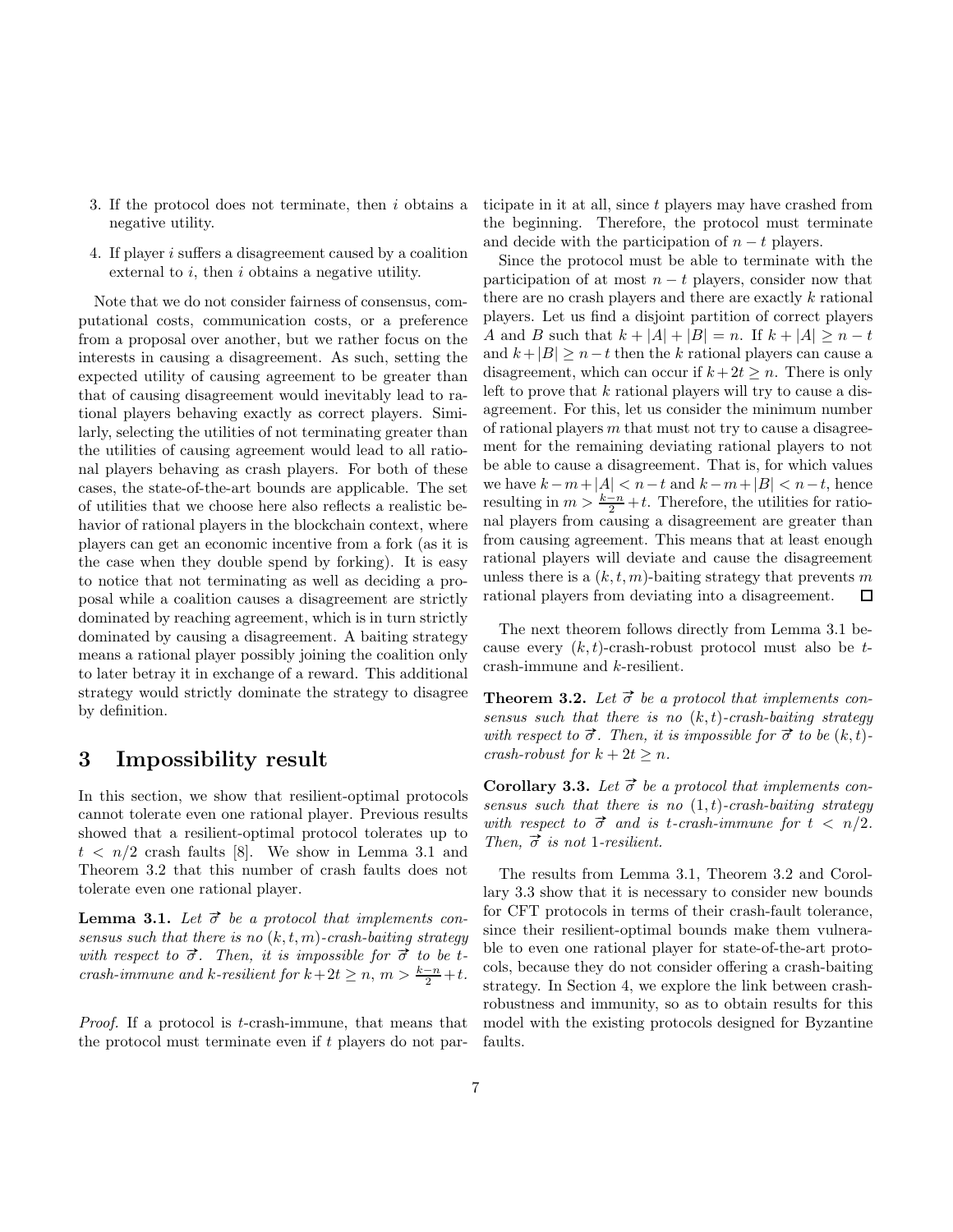3. If the protocol does not terminate, then $i$ obtains a negative utility.
4. If player $i$ suffers a disagreement caused by a coalition external to $i$, then $i$ obtains a negative utility.

Note that we do not consider fairness of consensus, computational costs, communication costs, or a preference from a proposal over another, but we rather focus on the interests in causing a disagreement. As such, setting the expected utility of causing agreement to be greater than that of causing disagreement would inevitably lead to rational players behaving exactly as correct players. Similarly, selecting the utilities of not terminating greater than the utilities of causing agreement would lead to all rational players behaving as crash players. For both of these cases, the state-of-the-art bounds are applicable. The set of utilities that we choose here also reflects a realistic behavior of rational players in the blockchain context, where players can get an economic incentive from a fork (as it is the case when they double spend by forking). It is easy to notice that not terminating as well as deciding a proposal while a coalition causes a disagreement are strictly dominated by reaching agreement, which is in turn strictly dominated by causing a disagreement. A baiting strategy means a rational player possibly joining the coalition only to later betray it in exchange of a reward. This additional strategy would strictly dominate the strategy to disagree by definition.

# 3 Impossibility result

In this section, we show that resilient-optimal protocols cannot tolerate even one rational player. Previous results showed that a resilient-optimal protocol tolerates up to $t < n/2$ crash faults [8]. We show in Lemma 3.1 and Theorem 3.2 that this number of crash faults does not tolerate even one rational player.

**Lemma 3.1.** *Let $\vec{\sigma}$ be a protocol that implements consensus such that there is no $(k, t, m)$-crash-baiting strategy with respect to $\vec{\sigma}$. Then, it is impossible for $\vec{\sigma}$ to be $t$-crash-immune and $k$-resilient for $k+2t \geq n$, $m > \frac{k-n}{2}+t$.*

*Proof.* If a protocol is $t$-crash-immune, that means that the protocol must terminate even if $t$ players do not participate in it at all, since $t$ players may have crashed from the beginning. Therefore, the protocol must terminate and decide with the participation of $n - t$ players.

Since the protocol must be able to terminate with the participation of at most $n - t$ players, consider now that there are no crash players and there are exactly $k$ rational players. Let us find a disjoint partition of correct players $A$ and $B$ such that $k + |A| + |B| = n$. If $k + |A| \geq n - t$ and $k + |B| \geq n - t$ then the $k$ rational players can cause a disagreement, which can occur if $k + 2t \geq n$. There is only left to prove that $k$ rational players will try to cause a disagreement. For this, let us consider the minimum number of rational players $m$ that must not try to cause a disagreement for the remaining deviating rational players to not be able to cause a disagreement. That is, for which values we have $k - m + |A| < n - t$ and $k - m + |B| < n - t$, hence resulting in $m > \frac{k-n}{2} + t$. Therefore, the utilities for rational players from causing a disagreement are greater than from causing agreement. This means that at least enough rational players will deviate and cause the disagreement unless there is a $(k, t, m)$-baiting strategy that prevents $m$ rational players from deviating into a disagreement. □

The next theorem follows directly from Lemma 3.1 because every $(k, t)$-crash-robust protocol must also be $t$-crash-immune and $k$-resilient.

**Theorem 3.2.** *Let $\vec{\sigma}$ be a protocol that implements consensus such that there is no $(k, t)$-crash-baiting strategy with respect to $\vec{\sigma}$. Then, it is impossible for $\vec{\sigma}$ to be $(k, t)$-crash-robust for $k + 2t \geq n$.*

**Corollary 3.3.** *Let $\vec{\sigma}$ be a protocol that implements consensus such that there is no $(1, t)$-crash-baiting strategy with respect to $\vec{\sigma}$ and is $t$-crash-immune for $t < n/2$. Then, $\vec{\sigma}$ is not 1-resilient.*

The results from Lemma 3.1, Theorem 3.2 and Corollary 3.3 show that it is necessary to consider new bounds for CFT protocols in terms of their crash-fault tolerance, since their resilient-optimal bounds make them vulnerable to even one rational player for state-of-the-art protocols, because they do not consider offering a crash-baiting strategy. In Section 4, we explore the link between crash-robustness and immunity, so as to obtain results for this model with the existing protocols designed for Byzantine faults.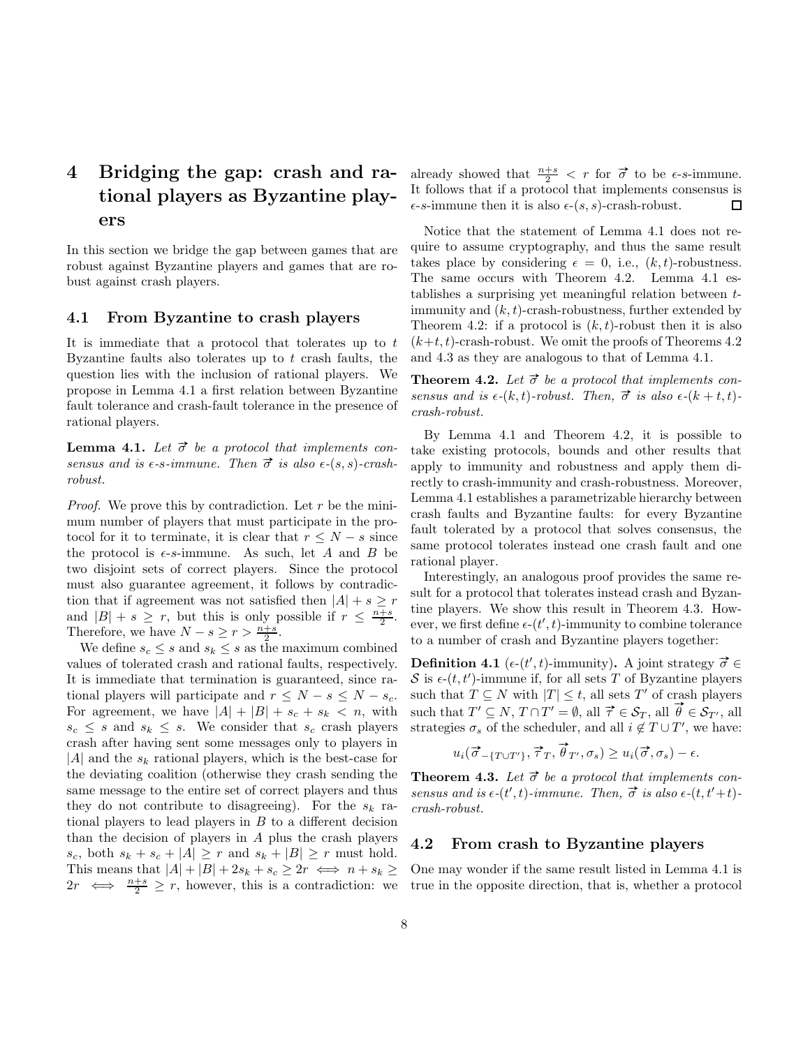# 4 Bridging the gap: crash and rational players as Byzantine players

In this section we bridge the gap between games that are robust against Byzantine players and games that are robust against crash players.

## 4.1 From Byzantine to crash players

It is immediate that a protocol that tolerates up to $t$ Byzantine faults also tolerates up to $t$ crash faults, the question lies with the inclusion of rational players. We propose in Lemma 4.1 a first relation between Byzantine fault tolerance and crash-fault tolerance in the presence of rational players.

**Lemma 4.1.** *Let $\vec{\sigma}$ be a protocol that implements consensus and is $\epsilon$-$s$-immune. Then $\vec{\sigma}$ is also $\epsilon$-$(s,s)$-crash-robust.*

*Proof.* We prove this by contradiction. Let $r$ be the minimum number of players that must participate in the protocol for it to terminate, it is clear that $r \leq N-s$ since the protocol is $\epsilon$-$s$-immune. As such, let $A$ and $B$ be two disjoint sets of correct players. Since the protocol must also guarantee agreement, it follows by contradiction that if agreement was not satisfied then $|A|+s \geq r$ and $|B|+s \geq r$, but this is only possible if $r \leq \frac{n+s}{2}$. Therefore, we have $N-s \geq r > \frac{n+s}{2}$.

We define $s_c \leq s$ and $s_k \leq s$ as the maximum combined values of tolerated crash and rational faults, respectively. It is immediate that termination is guaranteed, since rational players will participate and $r \leq N-s \leq N-s_c$. For agreement, we have $|A|+|B|+s_c+s_k < n$, with $s_c \leq s$ and $s_k \leq s$. We consider that $s_c$ crash players crash after having sent some messages only to players in $|A|$ and the $s_k$ rational players, which is the best-case for the deviating coalition (otherwise they crash sending the same message to the entire set of correct players and thus they do not contribute to disagreeing). For the $s_k$ rational players to lead players in $B$ to a different decision than the decision of players in $A$ plus the crash players $s_c$, both $s_k+s_c+|A| \geq r$ and $s_k+|B| \geq r$ must hold. This means that $|A|+|B|+2s_k+s_c \geq 2r \iff n+s_k \geq 2r \iff \frac{n+s}{2} \geq r$, however, this is a contradiction: we already showed that $\frac{n+s}{2} < r$ for $\vec{\sigma}$ to be $\epsilon$-$s$-immune. It follows that if a protocol that implements consensus is $\epsilon$-$s$-immune then it is also $\epsilon$-$(s,s)$-crash-robust. $\square$

Notice that the statement of Lemma 4.1 does not require to assume cryptography, and thus the same result takes place by considering $\epsilon = 0$, i.e., $(k,t)$-robustness. The same occurs with Theorem 4.2. Lemma 4.1 establishes a surprising yet meaningful relation between $t$-immunity and $(k,t)$-crash-robustness, further extended by Theorem 4.2: if a protocol is $(k,t)$-robust then it is also $(k+t,t)$-crash-robust. We omit the proofs of Theorems 4.2 and 4.3 as they are analogous to that of Lemma 4.1.

**Theorem 4.2.** *Let $\vec{\sigma}$ be a protocol that implements consensus and is $\epsilon$-$(k,t)$-robust. Then, $\vec{\sigma}$ is also $\epsilon$-$(k+t,t)$-crash-robust.*

By Lemma 4.1 and Theorem 4.2, it is possible to take existing protocols, bounds and other results that apply to immunity and robustness and apply them directly to crash-immunity and crash-robustness. Moreover, Lemma 4.1 establishes a parametrizable hierarchy between crash faults and Byzantine faults: for every Byzantine fault tolerated by a protocol that solves consensus, the same protocol tolerates instead one crash fault and one rational player.

Interestingly, an analogous proof provides the same result for a protocol that tolerates instead crash and Byzantine players. We show this result in Theorem 4.3. However, we first define $\epsilon$-$(t',t)$-immunity to combine tolerance to a number of crash and Byzantine players together:

**Definition 4.1** ($\epsilon$-$(t',t)$-immunity)**.** A joint strategy $\vec{\sigma} \in \mathcal{S}$ is $\epsilon$-$(t,t')$-immune if, for all sets $T$ of Byzantine players such that $T \subseteq N$ with $|T| \leq t$, all sets $T'$ of crash players such that $T' \subseteq N$, $T \cap T' = \emptyset$, all $\vec{\tau} \in \mathcal{S}_T$, all $\vec{\theta} \in \mathcal{S}_{T'}$, all strategies $\sigma_s$ of the scheduler, and all $i \notin T \cup T'$, we have:

$$u_i(\vec{\sigma}_{-\{T \cup T'\}}, \vec{\tau}_T, \vec{\theta}_{T'}, \sigma_s) \geq u_i(\vec{\sigma}, \sigma_s) - \epsilon.$$

**Theorem 4.3.** *Let $\vec{\sigma}$ be a protocol that implements consensus and is $\epsilon$-$(t',t)$-immune. Then, $\vec{\sigma}$ is also $\epsilon$-$(t,t'+t)$-crash-robust.*

## 4.2 From crash to Byzantine players

One may wonder if the same result listed in Lemma 4.1 is true in the opposite direction, that is, whether a protocol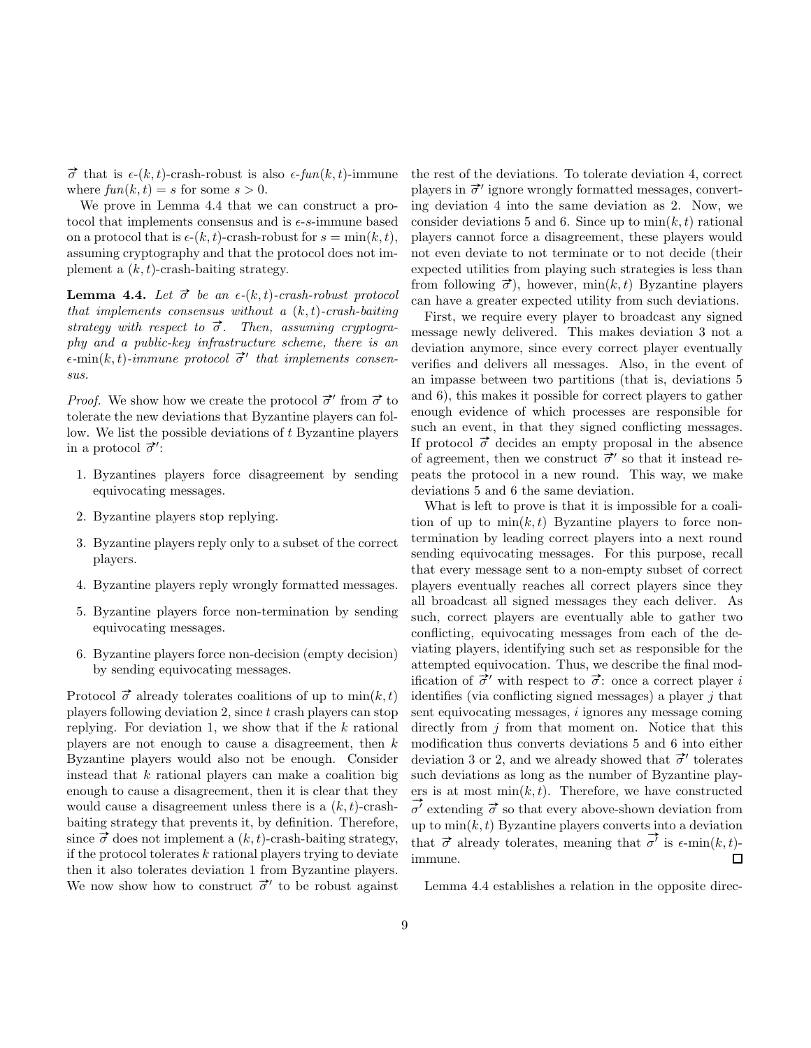$\vec{\sigma}$ that is $\epsilon$-$(k,t)$-crash-robust is also $\epsilon$-$fun(k,t)$-immune where $fun(k,t) = s$ for some $s > 0$.

We prove in Lemma 4.4 that we can construct a protocol that implements consensus and is $\epsilon$-$s$-immune based on a protocol that is $\epsilon$-$(k,t)$-crash-robust for $s = \min(k,t)$, assuming cryptography and that the protocol does not implement a $(k,t)$-crash-baiting strategy.

**Lemma 4.4.** *Let $\vec{\sigma}$ be an $\epsilon$-$(k,t)$-crash-robust protocol that implements consensus without a $(k,t)$-crash-baiting strategy with respect to $\vec{\sigma}$. Then, assuming cryptography and a public-key infrastructure scheme, there is an $\epsilon$-$\min(k,t)$-immune protocol $\vec{\sigma}'$ that implements consensus.*

*Proof.* We show how we create the protocol $\vec{\sigma}'$ from $\vec{\sigma}$ to tolerate the new deviations that Byzantine players can follow. We list the possible deviations of $t$ Byzantine players in a protocol $\vec{\sigma}'$:

1. Byzantines players force disagreement by sending equivocating messages.
2. Byzantine players stop replying.
3. Byzantine players reply only to a subset of the correct players.
4. Byzantine players reply wrongly formatted messages.
5. Byzantine players force non-termination by sending equivocating messages.
6. Byzantine players force non-decision (empty decision) by sending equivocating messages.

Protocol $\vec{\sigma}$ already tolerates coalitions of up to $\min(k,t)$ players following deviation 2, since $t$ crash players can stop replying. For deviation 1, we show that if the $k$ rational players are not enough to cause a disagreement, then $k$ Byzantine players would also not be enough. Consider instead that $k$ rational players can make a coalition big enough to cause a disagreement, then it is clear that they would cause a disagreement unless there is a $(k,t)$-crash-baiting strategy that prevents it, by definition. Therefore, since $\vec{\sigma}$ does not implement a $(k,t)$-crash-baiting strategy, if the protocol tolerates $k$ rational players trying to deviate then it also tolerates deviation 1 from Byzantine players. We now show how to construct $\vec{\sigma}'$ to be robust against the rest of the deviations. To tolerate deviation 4, correct players in $\vec{\sigma}'$ ignore wrongly formatted messages, converting deviation 4 into the same deviation as 2. Now, we consider deviations 5 and 6. Since up to $\min(k,t)$ rational players cannot force a disagreement, these players would not even deviate to not terminate or to not decide (their expected utilities from playing such strategies is less than from following $\vec{\sigma}$), however, $\min(k,t)$ Byzantine players can have a greater expected utility from such deviations.

First, we require every player to broadcast any signed message newly delivered. This makes deviation 3 not a deviation anymore, since every correct player eventually verifies and delivers all messages. Also, in the event of an impasse between two partitions (that is, deviations 5 and 6), this makes it possible for correct players to gather enough evidence of which processes are responsible for such an event, in that they signed conflicting messages. If protocol $\vec{\sigma}$ decides an empty proposal in the absence of agreement, then we construct $\vec{\sigma}'$ so that it instead repeats the protocol in a new round. This way, we make deviations 5 and 6 the same deviation.

What is left to prove is that it is impossible for a coalition of up to $\min(k,t)$ Byzantine players to force non-termination by leading correct players into a next round sending equivocating messages. For this purpose, recall that every message sent to a non-empty subset of correct players eventually reaches all correct players since they all broadcast all signed messages they each deliver. As such, correct players are eventually able to gather two conflicting, equivocating messages from each of the deviating players, identifying such set as responsible for the attempted equivocation. Thus, we describe the final modification of $\vec{\sigma}'$ with respect to $\vec{\sigma}$: once a correct player $i$ identifies (via conflicting signed messages) a player $j$ that sent equivocating messages, $i$ ignores any message coming directly from $j$ from that moment on. Notice that this modification thus converts deviations 5 and 6 into either deviation 3 or 2, and we already showed that $\vec{\sigma}'$ tolerates such deviations as long as the number of Byzantine players is at most $\min(k,t)$. Therefore, we have constructed $\vec{\sigma}'$ extending $\vec{\sigma}$ so that every above-shown deviation from up to $\min(k,t)$ Byzantine players converts into a deviation that $\vec{\sigma}$ already tolerates, meaning that $\vec{\sigma}'$ is $\epsilon$-$\min(k,t)$-immune. ◻

Lemma 4.4 establishes a relation in the opposite direc-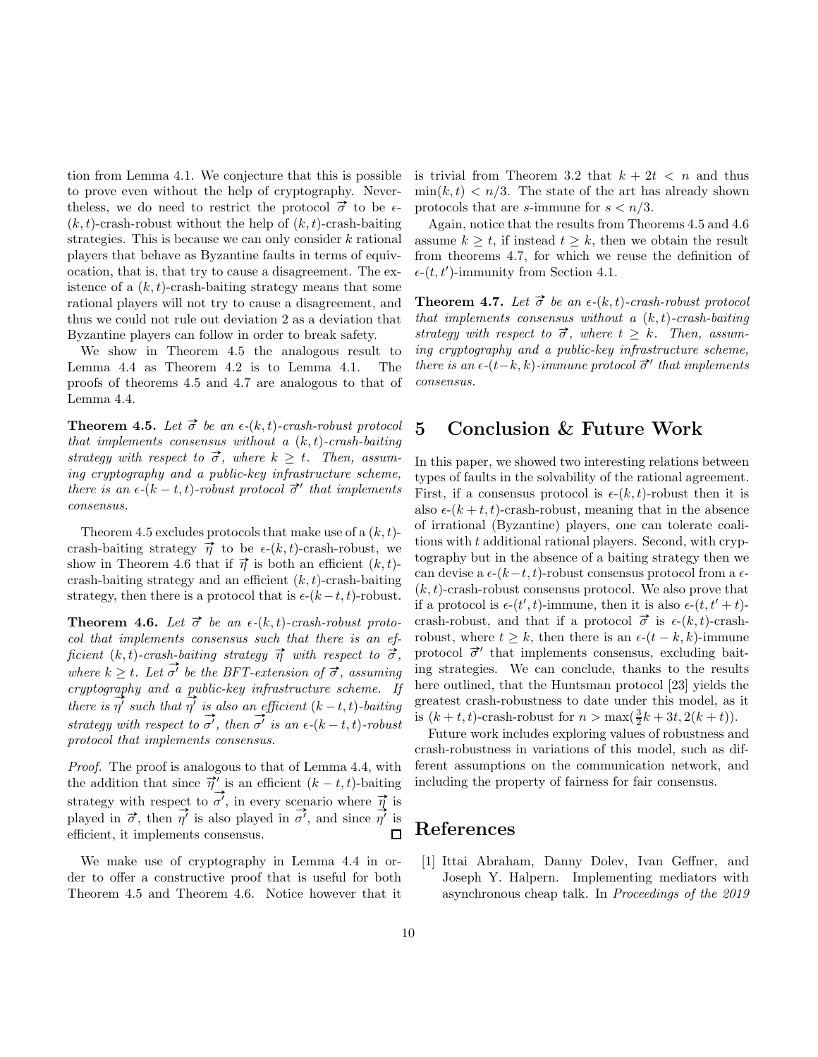tion from Lemma 4.1. We conjecture that this is possible to prove even without the help of cryptography. Nevertheless, we do need to restrict the protocol $\vec{\sigma}$ to be $\epsilon$-$(k,t)$-crash-robust without the help of $(k,t)$-crash-baiting strategies. This is because we can only consider $k$ rational players that behave as Byzantine faults in terms of equivocation, that is, that try to cause a disagreement. The existence of a $(k,t)$-crash-baiting strategy means that some rational players will not try to cause a disagreement, and thus we could not rule out deviation 2 as a deviation that Byzantine players can follow in order to break safety.

We show in Theorem 4.5 the analogous result to Lemma 4.4 as Theorem 4.2 is to Lemma 4.1. The proofs of theorems 4.5 and 4.7 are analogous to that of Lemma 4.4.

**Theorem 4.5.** *Let $\vec{\sigma}$ be an $\epsilon$-$(k,t)$-crash-robust protocol that implements consensus without a $(k,t)$-crash-baiting strategy with respect to $\vec{\sigma}$, where $k \geq t$. Then, assuming cryptography and a public-key infrastructure scheme, there is an $\epsilon$-$(k-t,t)$-robust protocol $\vec{\sigma}'$ that implements consensus.*

Theorem 4.5 excludes protocols that make use of a $(k,t)$-crash-baiting strategy $\vec{\eta}$ to be $\epsilon$-$(k,t)$-crash-robust, we show in Theorem 4.6 that if $\vec{\eta}$ is both an efficient $(k,t)$-crash-baiting strategy and an efficient $(k,t)$-crash-baiting strategy, then there is a protocol that is $\epsilon$-$(k-t,t)$-robust.

**Theorem 4.6.** *Let $\vec{\sigma}$ be an $\epsilon$-$(k,t)$-crash-robust protocol that implements consensus such that there is an efficient $(k,t)$-crash-baiting strategy $\vec{\eta}$ with respect to $\vec{\sigma}$, where $k \geq t$. Let $\vec{\sigma'}$ be the BFT-extension of $\vec{\sigma}$, assuming cryptography and a public-key infrastructure scheme. If there is $\vec{\eta'}$ such that $\vec{\eta'}$ is also an efficient $(k-t,t)$-baiting strategy with respect to $\vec{\sigma'}$, then $\vec{\sigma'}$ is an $\epsilon$-$(k-t,t)$-robust protocol that implements consensus.*

*Proof.* The proof is analogous to that of Lemma 4.4, with the addition that since $\vec{\eta}'$ is an efficient $(k-t,t)$-baiting strategy with respect to $\vec{\sigma'}$, in every scenario where $\vec{\eta}$ is played in $\vec{\sigma}$, then $\vec{\eta'}$ is also played in $\vec{\sigma'}$, and since $\vec{\eta'}$ is efficient, it implements consensus. $\square$

We make use of cryptography in Lemma 4.4 in order to offer a constructive proof that is useful for both Theorem 4.5 and Theorem 4.6. Notice however that it is trivial from Theorem 3.2 that $k+2t < n$ and thus $\min(k,t) < n/3$. The state of the art has already shown protocols that are $s$-immune for $s < n/3$.

Again, notice that the results from Theorems 4.5 and 4.6 assume $k \geq t$, if instead $t \geq k$, then we obtain the result from theorems 4.7, for which we reuse the definition of $\epsilon$-$(t,t')$-immunity from Section 4.1.

**Theorem 4.7.** *Let $\vec{\sigma}$ be an $\epsilon$-$(k,t)$-crash-robust protocol that implements consensus without a $(k,t)$-crash-baiting strategy with respect to $\vec{\sigma}$, where $t \geq k$. Then, assuming cryptography and a public-key infrastructure scheme, there is an $\epsilon$-$(t-k,k)$-immune protocol $\vec{\sigma}'$ that implements consensus.*

## 5 Conclusion & Future Work

In this paper, we showed two interesting relations between types of faults in the solvability of the rational agreement. First, if a consensus protocol is $\epsilon$-$(k,t)$-robust then it is also $\epsilon$-$(k+t,t)$-crash-robust, meaning that in the absence of irrational (Byzantine) players, one can tolerate coalitions with $t$ additional rational players. Second, with cryptography but in the absence of a baiting strategy then we can devise a $\epsilon$-$(k-t,t)$-robust consensus protocol from a $\epsilon$-$(k,t)$-crash-robust consensus protocol. We also prove that if a protocol is $\epsilon$-$(t',t)$-immune, then it is also $\epsilon$-$(t,t'+t)$-crash-robust, and that if a protocol $\vec{\sigma}$ is $\epsilon$-$(k,t)$-crash-robust, where $t \geq k$, then there is an $\epsilon$-$(t-k,k)$-immune protocol $\vec{\sigma}'$ that implements consensus, excluding baiting strategies. We can conclude, thanks to the results here outlined, that the Huntsman protocol [23] yields the greatest crash-robustness to date under this model, as it is $(k+t,t)$-crash-robust for $n > \max(\frac{3}{2}k+3t, 2(k+t))$.

Future work includes exploring values of robustness and crash-robustness in variations of this model, such as different assumptions on the communication network, and including the property of fairness for fair consensus.

## References

[1] Ittai Abraham, Danny Dolev, Ivan Geffner, and Joseph Y. Halpern. Implementing mediators with asynchronous cheap talk. In *Proceedings of the 2019*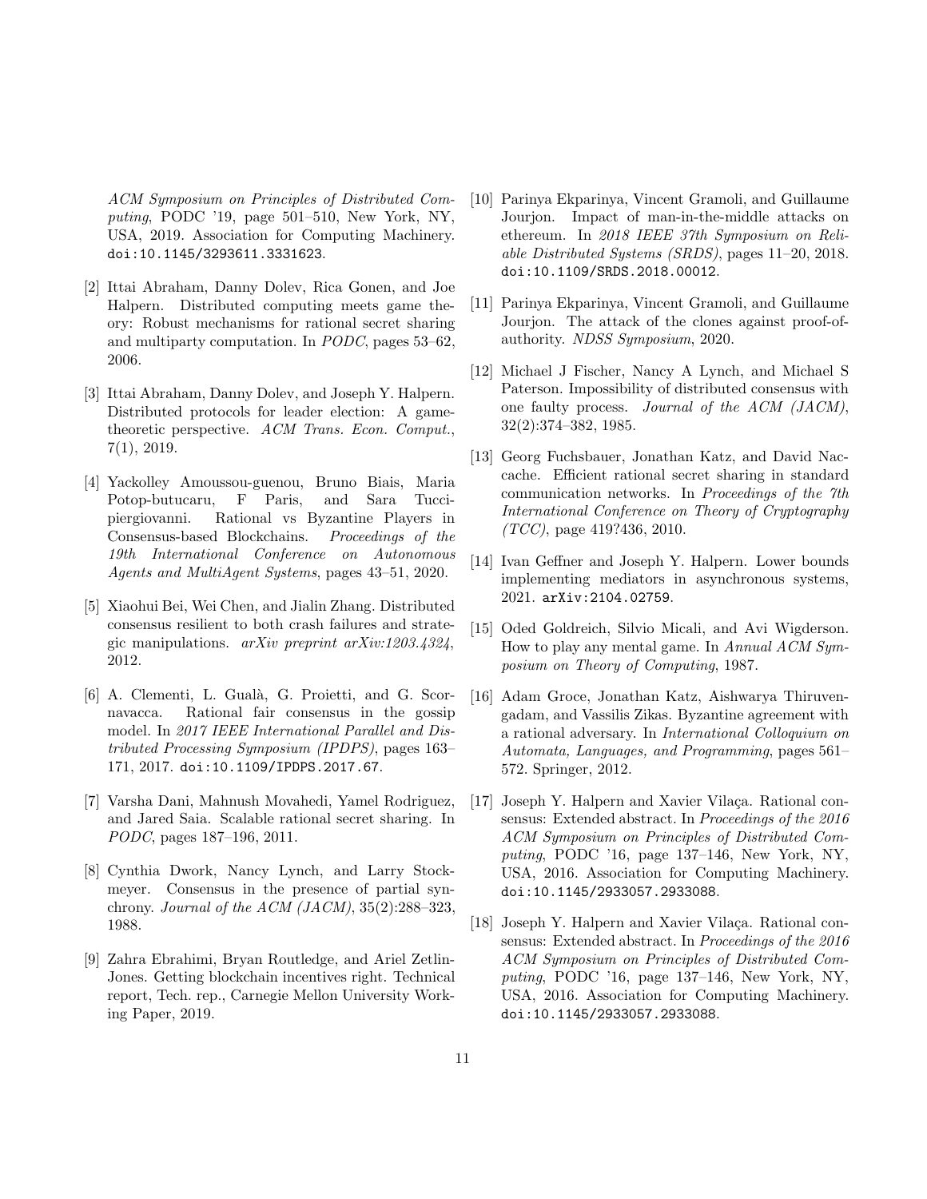ACM Symposium on Principles of Distributed Computing*, PODC '19, page 501–510, New York, NY, USA, 2019. Association for Computing Machinery. doi:10.1145/3293611.3331623.

[2] Ittai Abraham, Danny Dolev, Rica Gonen, and Joe Halpern. Distributed computing meets game theory: Robust mechanisms for rational secret sharing and multiparty computation. In *PODC*, pages 53–62, 2006.

[3] Ittai Abraham, Danny Dolev, and Joseph Y. Halpern. Distributed protocols for leader election: A game-theoretic perspective. *ACM Trans. Econ. Comput.*, 7(1), 2019.

[4] Yackolley Amoussou-guenou, Bruno Biais, Maria Potop-butucaru, F Paris, and Sara Tucci-piergiovanni. Rational vs Byzantine Players in Consensus-based Blockchains. *Proceedings of the 19th International Conference on Autonomous Agents and MultiAgent Systems*, pages 43–51, 2020.

[5] Xiaohui Bei, Wei Chen, and Jialin Zhang. Distributed consensus resilient to both crash failures and strategic manipulations. *arXiv preprint arXiv:1203.4324*, 2012.

[6] A. Clementi, L. Gualà, G. Proietti, and G. Scornavacca. Rational fair consensus in the gossip model. In *2017 IEEE International Parallel and Distributed Processing Symposium (IPDPS)*, pages 163–171, 2017. doi:10.1109/IPDPS.2017.67.

[7] Varsha Dani, Mahnush Movahedi, Yamel Rodriguez, and Jared Saia. Scalable rational secret sharing. In *PODC*, pages 187–196, 2011.

[8] Cynthia Dwork, Nancy Lynch, and Larry Stockmeyer. Consensus in the presence of partial synchrony. *Journal of the ACM (JACM)*, 35(2):288–323, 1988.

[9] Zahra Ebrahimi, Bryan Routledge, and Ariel Zetlin-Jones. Getting blockchain incentives right. Technical report, Tech. rep., Carnegie Mellon University Working Paper, 2019.

[10] Parinya Ekparinya, Vincent Gramoli, and Guillaume Jourjon. Impact of man-in-the-middle attacks on ethereum. In *2018 IEEE 37th Symposium on Reliable Distributed Systems (SRDS)*, pages 11–20, 2018. doi:10.1109/SRDS.2018.00012.

[11] Parinya Ekparinya, Vincent Gramoli, and Guillaume Jourjon. The attack of the clones against proof-of-authority. *NDSS Symposium*, 2020.

[12] Michael J Fischer, Nancy A Lynch, and Michael S Paterson. Impossibility of distributed consensus with one faulty process. *Journal of the ACM (JACM)*, 32(2):374–382, 1985.

[13] Georg Fuchsbauer, Jonathan Katz, and David Naccache. Efficient rational secret sharing in standard communication networks. In *Proceedings of the 7th International Conference on Theory of Cryptography (TCC)*, page 419?436, 2010.

[14] Ivan Geffner and Joseph Y. Halpern. Lower bounds implementing mediators in asynchronous systems, 2021. arXiv:2104.02759.

[15] Oded Goldreich, Silvio Micali, and Avi Wigderson. How to play any mental game. In *Annual ACM Symposium on Theory of Computing*, 1987.

[16] Adam Groce, Jonathan Katz, Aishwarya Thiruvengadam, and Vassilis Zikas. Byzantine agreement with a rational adversary. In *International Colloquium on Automata, Languages, and Programming*, pages 561–572. Springer, 2012.

[17] Joseph Y. Halpern and Xavier Vilaça. Rational consensus: Extended abstract. In *Proceedings of the 2016 ACM Symposium on Principles of Distributed Computing*, PODC '16, page 137–146, New York, NY, USA, 2016. Association for Computing Machinery. doi:10.1145/2933057.2933088.

[18] Joseph Y. Halpern and Xavier Vilaça. Rational consensus: Extended abstract. In *Proceedings of the 2016 ACM Symposium on Principles of Distributed Computing*, PODC '16, page 137–146, New York, NY, USA, 2016. Association for Computing Machinery. doi:10.1145/2933057.2933088.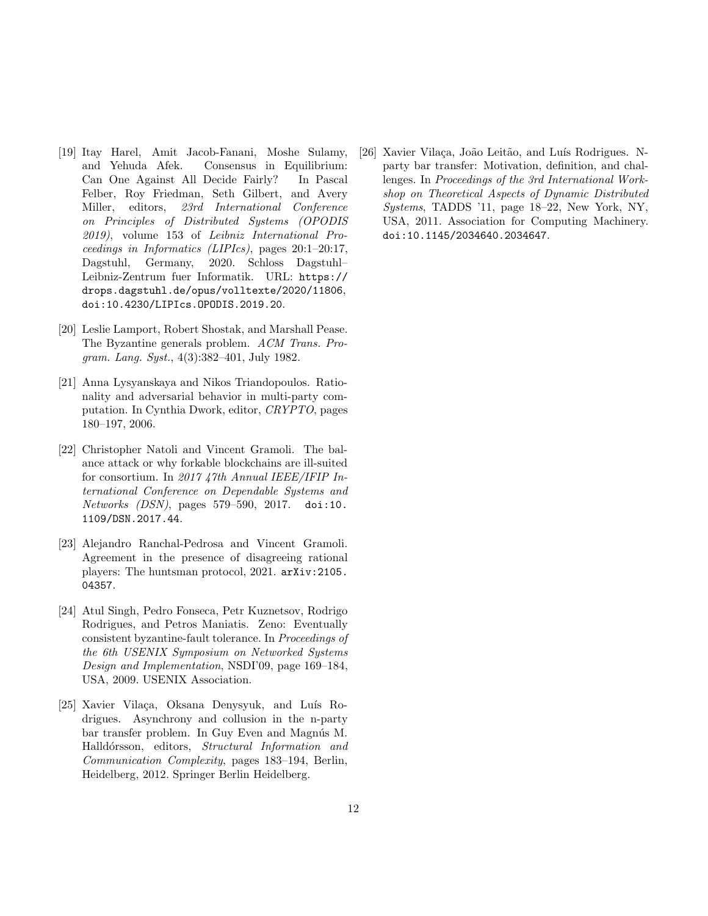[19] Itay Harel, Amit Jacob-Fanani, Moshe Sulamy, and Yehuda Afek. Consensus in Equilibrium: Can One Against All Decide Fairly? In Pascal Felber, Roy Friedman, Seth Gilbert, and Avery Miller, editors, *23rd International Conference on Principles of Distributed Systems (OPODIS 2019)*, volume 153 of *Leibniz International Proceedings in Informatics (LIPIcs)*, pages 20:1–20:17, Dagstuhl, Germany, 2020. Schloss Dagstuhl–Leibniz-Zentrum fuer Informatik. URL: `https://drops.dagstuhl.de/opus/volltexte/2020/11806`, `doi:10.4230/LIPIcs.OPODIS.2019.20`.

[20] Leslie Lamport, Robert Shostak, and Marshall Pease. The Byzantine generals problem. *ACM Trans. Program. Lang. Syst.*, 4(3):382–401, July 1982.

[21] Anna Lysyanskaya and Nikos Triandopoulos. Rationality and adversarial behavior in multi-party computation. In Cynthia Dwork, editor, *CRYPTO*, pages 180–197, 2006.

[22] Christopher Natoli and Vincent Gramoli. The balance attack or why forkable blockchains are ill-suited for consortium. In *2017 47th Annual IEEE/IFIP International Conference on Dependable Systems and Networks (DSN)*, pages 579–590, 2017. `doi:10.1109/DSN.2017.44`.

[23] Alejandro Ranchal-Pedrosa and Vincent Gramoli. Agreement in the presence of disagreeing rational players: The huntsman protocol, 2021. `arXiv:2105.04357`.

[24] Atul Singh, Pedro Fonseca, Petr Kuznetsov, Rodrigo Rodrigues, and Petros Maniatis. Zeno: Eventually consistent byzantine-fault tolerance. In *Proceedings of the 6th USENIX Symposium on Networked Systems Design and Implementation*, NSDI'09, page 169–184, USA, 2009. USENIX Association.

[25] Xavier Vilaça, Oksana Denysyuk, and Luís Rodrigues. Asynchrony and collusion in the n-party bar transfer problem. In Guy Even and Magnús M. Halldórsson, editors, *Structural Information and Communication Complexity*, pages 183–194, Berlin, Heidelberg, 2012. Springer Berlin Heidelberg.

[26] Xavier Vilaça, João Leitão, and Luís Rodrigues. N-party bar transfer: Motivation, definition, and challenges. In *Proceedings of the 3rd International Workshop on Theoretical Aspects of Dynamic Distributed Systems*, TADDS '11, page 18–22, New York, NY, USA, 2011. Association for Computing Machinery. `doi:10.1145/2034640.2034647`.